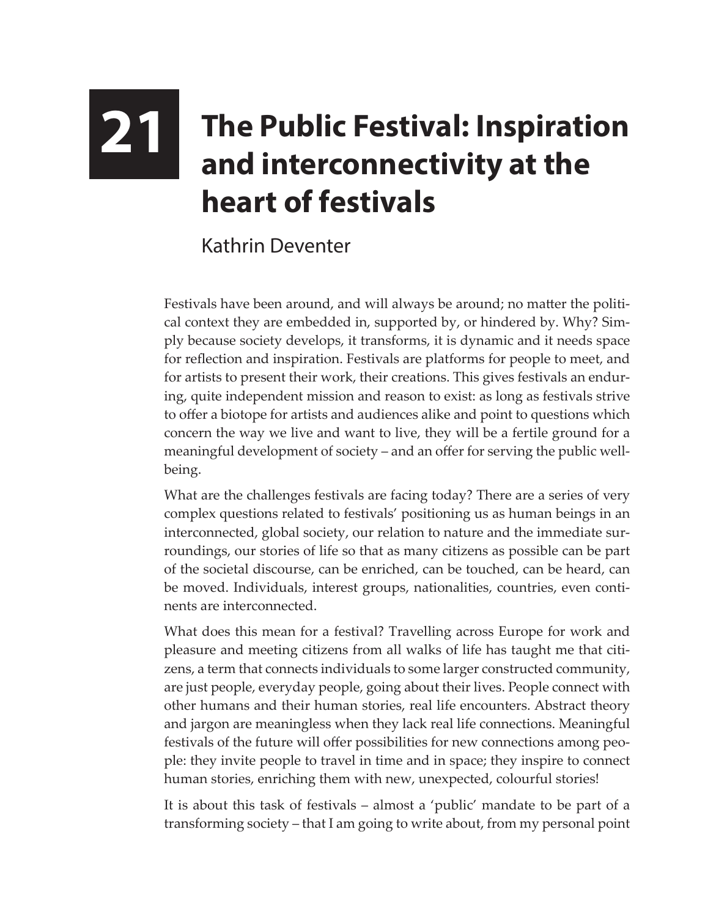# 21 The Public Festival: Inspiration and interconnectivity at the heart of festivals

Kathrin Deventer

Festivals have been around, and will always be around; no matter the political context they are embedded in, supported by, or hindered by. Why? Simply because society develops, it transforms, it is dynamic and it needs space for reflection and inspiration. Festivals are platforms for people to meet, and for artists to present their work, their creations. This gives festivals an enduring, quite independent mission and reason to exist: as long as festivals strive to offer a biotope for artists and audiences alike and point to questions which concern the way we live and want to live, they will be a fertile ground for a meaningful development of society – and an offer for serving the public well-being.

What are the challenges festivals are facing today? There are a series of very complex questions related to festivals' positioning us as human beings in an interconnected, global society, our relation to nature and the immediate surroundings, our stories of life so that as many citizens as possible can be part of the societal discourse, can be enriched, can be touched, can be heard, can be moved. Individuals, interest groups, nationalities, countries, even continents are interconnected.

What does this mean for a festival? Travelling across Europe for work and pleasure and meeting citizens from all walks of life has taught me that citizens, a term that connects individuals to some larger constructed community, are just people, everyday people, going about their lives. People connect with other humans and their human stories, real life encounters. Abstract theory and jargon are meaningless when they lack real life connections. Meaningful festivals of the future will offer possibilities for new connections among people: they invite people to travel in time and in space; they inspire to connect human stories, enriching them with new, unexpected, colourful stories!

It is about this task of festivals – almost a 'public' mandate to be part of a transforming society – that I am going to write about, from my personal point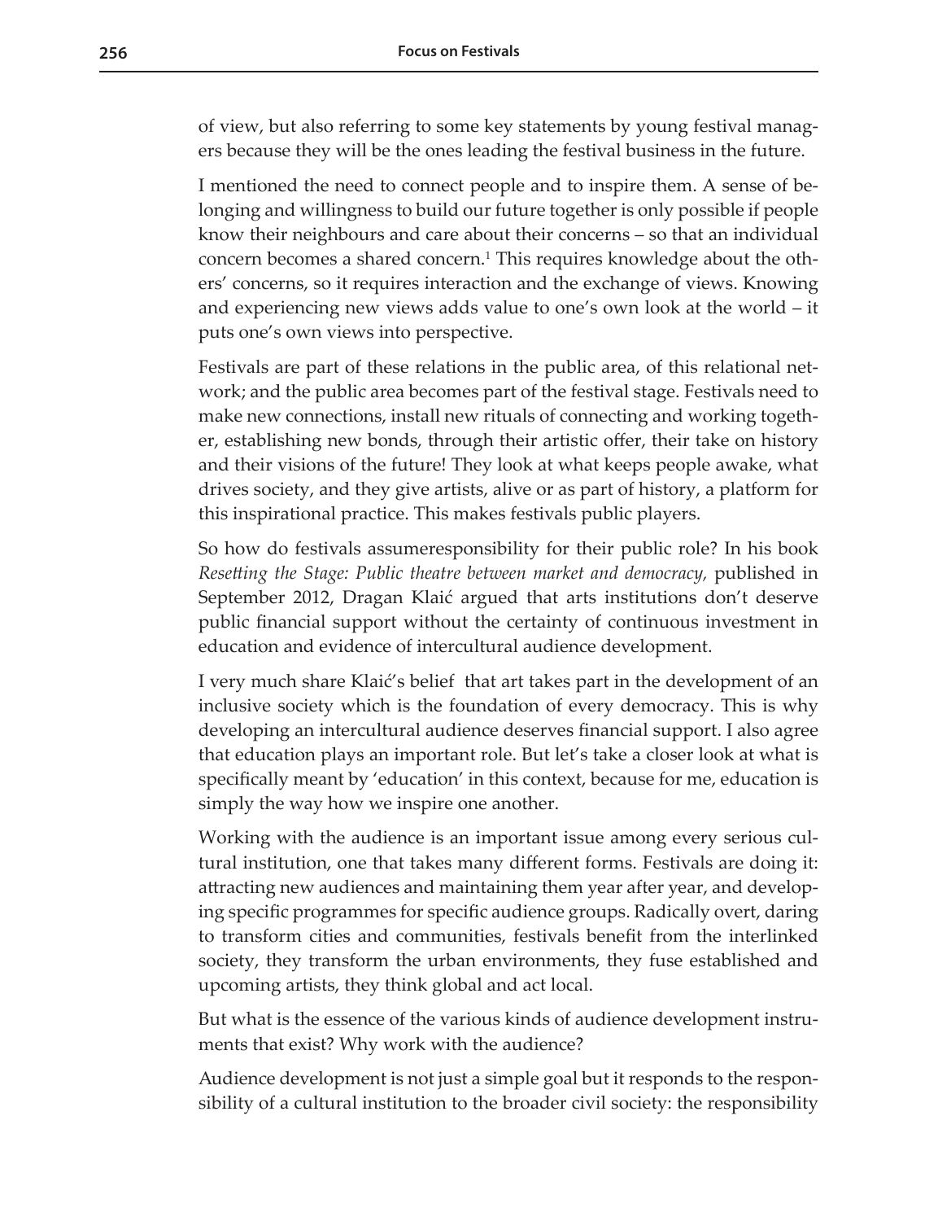of view, but also referring to some key statements by young festival managers because they will be the ones leading the festival business in the future.

I mentioned the need to connect people and to inspire them. A sense of belonging and willingness to build our future together is only possible if people know their neighbours and care about their concerns – so that an individual concern becomes a shared concern.[1] This requires knowledge about the others' concerns, so it requires interaction and the exchange of views. Knowing and experiencing new views adds value to one's own look at the world – it puts one's own views into perspective.

Festivals are part of these relations in the public area, of this relational network; and the public area becomes part of the festival stage. Festivals need to make new connections, install new rituals of connecting and working together, establishing new bonds, through their artistic offer, their take on history and their visions of the future! They look at what keeps people awake, what drives society, and they give artists, alive or as part of history, a platform for this inspirational practice. This makes festivals public players.

So how do festivals assumeresponsibility for their public role? In his book *Resetting the Stage: Public theatre between market and democracy*, published in September 2012, Dragan Klaić argued that arts institutions don't deserve public financial support without the certainty of continuous investment in education and evidence of intercultural audience development.

I very much share Klaić's belief that art takes part in the development of an inclusive society which is the foundation of every democracy. This is why developing an intercultural audience deserves financial support. I also agree that education plays an important role. But let's take a closer look at what is specifically meant by 'education' in this context, because for me, education is simply the way how we inspire one another.

Working with the audience is an important issue among every serious cultural institution, one that takes many different forms. Festivals are doing it: attracting new audiences and maintaining them year after year, and developing specific programmes for specific audience groups. Radically overt, daring to transform cities and communities, festivals benefit from the interlinked society, they transform the urban environments, they fuse established and upcoming artists, they think global and act local.

But what is the essence of the various kinds of audience development instruments that exist? Why work with the audience?

Audience development is not just a simple goal but it responds to the responsibility of a cultural institution to the broader civil society: the responsibility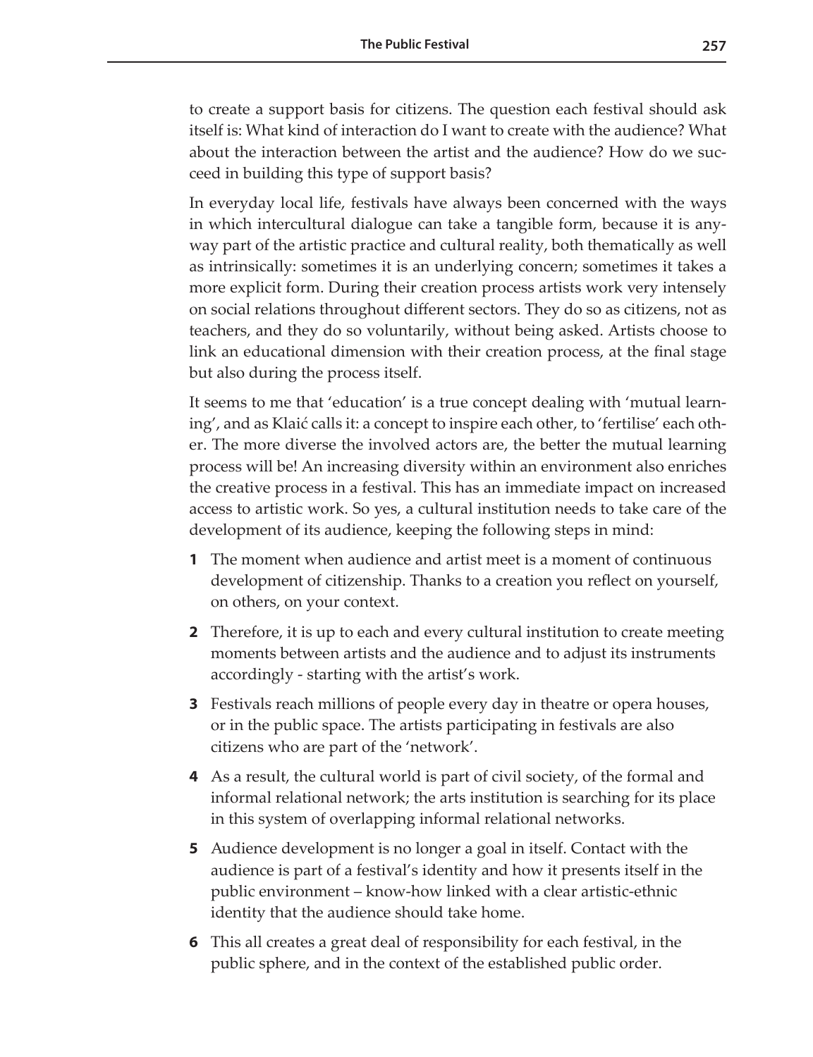to create a support basis for citizens. The question each festival should ask itself is: What kind of interaction do I want to create with the audience? What about the interaction between the artist and the audience? How do we succeed in building this type of support basis?

In everyday local life, festivals have always been concerned with the ways in which intercultural dialogue can take a tangible form, because it is anyway part of the artistic practice and cultural reality, both thematically as well as intrinsically: sometimes it is an underlying concern; sometimes it takes a more explicit form. During their creation process artists work very intensely on social relations throughout different sectors. They do so as citizens, not as teachers, and they do so voluntarily, without being asked. Artists choose to link an educational dimension with their creation process, at the final stage but also during the process itself.

It seems to me that 'education' is a true concept dealing with 'mutual learning', and as Klaić calls it: a concept to inspire each other, to 'fertilise' each other. The more diverse the involved actors are, the better the mutual learning process will be! An increasing diversity within an environment also enriches the creative process in a festival. This has an immediate impact on increased access to artistic work. So yes, a cultural institution needs to take care of the development of its audience, keeping the following steps in mind:

1. The moment when audience and artist meet is a moment of continuous development of citizenship. Thanks to a creation you reflect on yourself, on others, on your context.
2. Therefore, it is up to each and every cultural institution to create meeting moments between artists and the audience and to adjust its instruments accordingly - starting with the artist's work.
3. Festivals reach millions of people every day in theatre or opera houses, or in the public space. The artists participating in festivals are also citizens who are part of the 'network'.
4. As a result, the cultural world is part of civil society, of the formal and informal relational network; the arts institution is searching for its place in this system of overlapping informal relational networks.
5. Audience development is no longer a goal in itself. Contact with the audience is part of a festival's identity and how it presents itself in the public environment – know-how linked with a clear artistic-ethnic identity that the audience should take home.
6. This all creates a great deal of responsibility for each festival, in the public sphere, and in the context of the established public order.